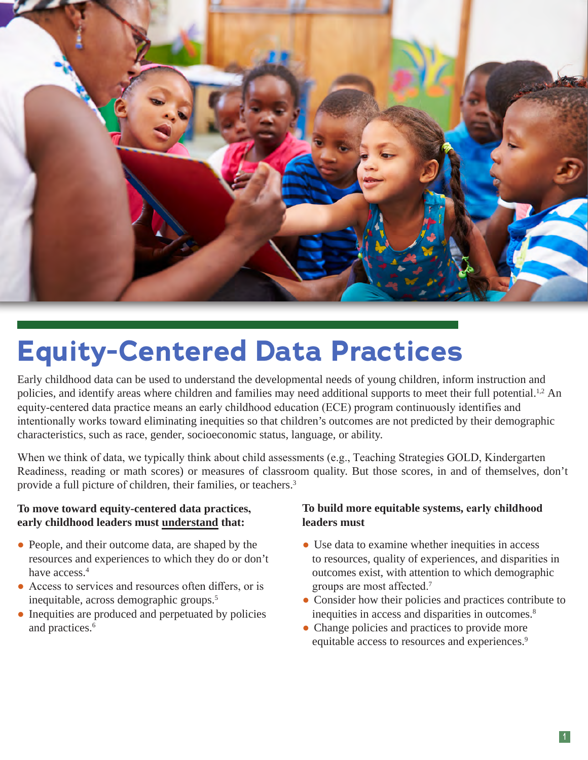# Equity-Centered Data Practices

Early childhood data can be used to understand the developmental needs of young children, inform instruction and policies, and identify areas where children and families may need additional supports to meet their full potential.[1,2] An equity-centered data practice means an early childhood education (ECE) program continuously identifies and intentionally works toward eliminating inequities so that children's outcomes are not predicted by their demographic characteristics, such as race, gender, socioeconomic status, language, or ability.

When we think of data, we typically think about child assessments (e.g., Teaching Strategies GOLD, Kindergarten Readiness, reading or math scores) or measures of classroom quality. But those scores, in and of themselves, don't provide a full picture of children, their families, or teachers.[3]

**To move toward equity-centered data practices, early childhood leaders must <u>understand</u> that:**

- People, and their outcome data, are shaped by the resources and experiences to which they do or don't have access.[4]
- Access to services and resources often differs, or is inequitable, across demographic groups.[5]
- Inequities are produced and perpetuated by policies and practices.[6]

**To build more equitable systems, early childhood leaders must**

- Use data to examine whether inequities in access to resources, quality of experiences, and disparities in outcomes exist, with attention to which demographic groups are most affected.[7]
- Consider how their policies and practices contribute to inequities in access and disparities in outcomes.[8]
- Change policies and practices to provide more equitable access to resources and experiences.[9]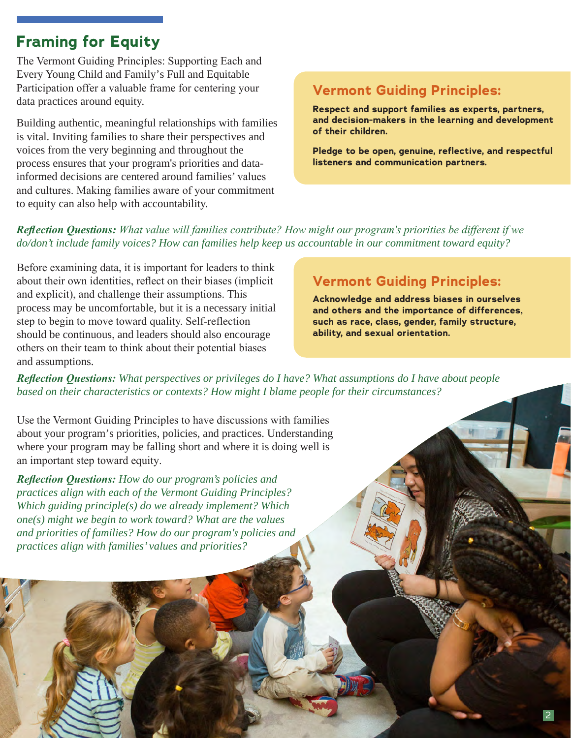## Framing for Equity

The Vermont Guiding Principles: Supporting Each and Every Young Child and Family's Full and Equitable Participation offer a valuable frame for centering your data practices around equity.

Building authentic, meaningful relationships with families is vital. Inviting families to share their perspectives and voices from the very beginning and throughout the process ensures that your program's priorities and data-informed decisions are centered around families' values and cultures. Making families aware of your commitment to equity can also help with accountability.

### Vermont Guiding Principles:

**Respect and support families as experts, partners, and decision-makers in the learning and development of their children.**

**Pledge to be open, genuine, reflective, and respectful listeners and communication partners.**

***Reflection Questions:*** *What value will families contribute? How might our program's priorities be different if we do/don't include family voices? How can families help keep us accountable in our commitment toward equity?*

Before examining data, it is important for leaders to think about their own identities, reflect on their biases (implicit and explicit), and challenge their assumptions. This process may be uncomfortable, but it is a necessary initial step to begin to move toward quality. Self-reflection should be continuous, and leaders should also encourage others on their team to think about their potential biases and assumptions.

### Vermont Guiding Principles:

**Acknowledge and address biases in ourselves and others and the importance of differences, such as race, class, gender, family structure, ability, and sexual orientation.**

***Reflection Questions:*** *What perspectives or privileges do I have? What assumptions do I have about people based on their characteristics or contexts? How might I blame people for their circumstances?*

Use the Vermont Guiding Principles to have discussions with families about your program's priorities, policies, and practices. Understanding where your program may be falling short and where it is doing well is an important step toward equity.

***Reflection Questions:*** *How do our program's policies and practices align with each of the Vermont Guiding Principles? Which guiding principle(s) do we already implement? Which one(s) might we begin to work toward? What are the values and priorities of families? How do our program's policies and practices align with families' values and priorities?*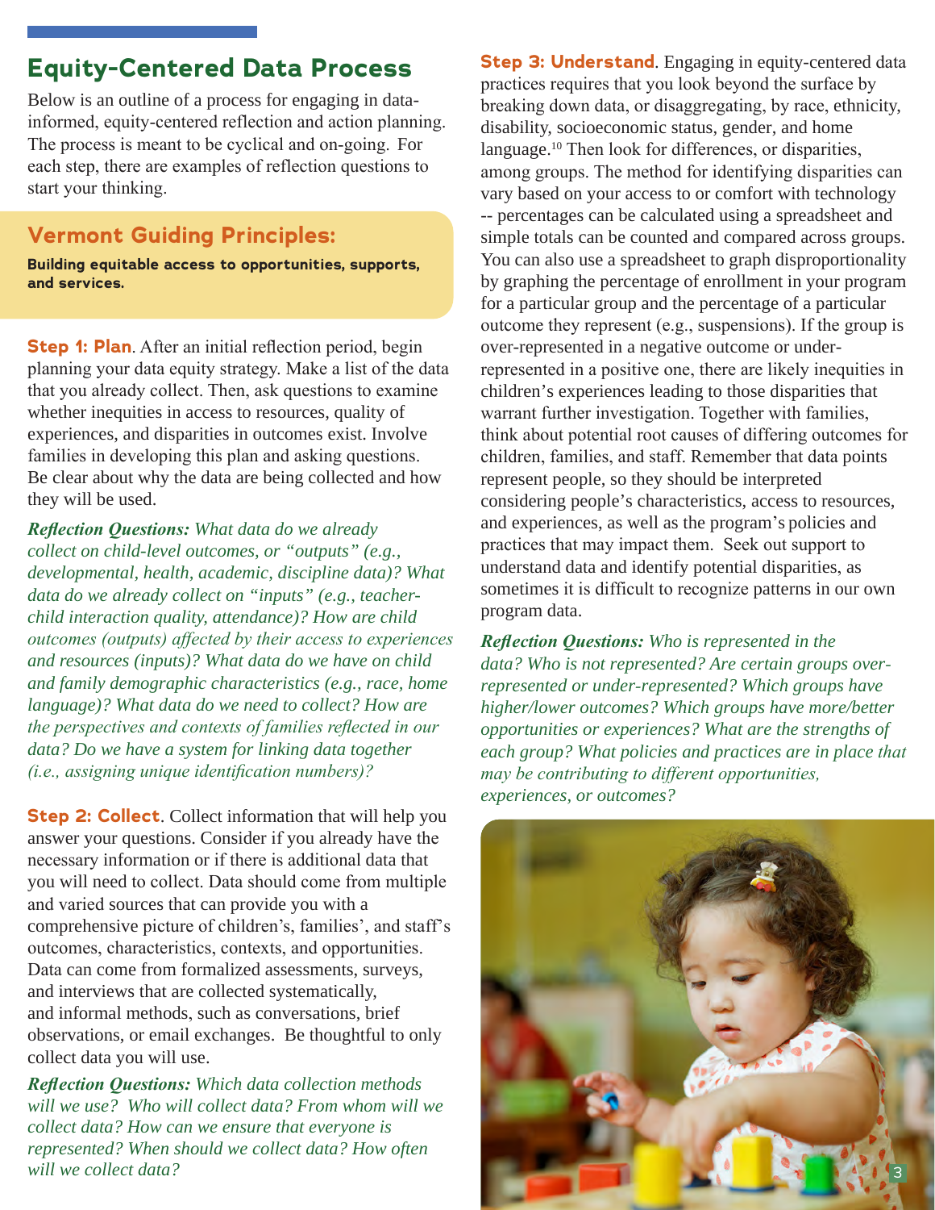## Equity-Centered Data Process

Below is an outline of a process for engaging in data-informed, equity-centered reflection and action planning. The process is meant to be cyclical and on-going. For each step, there are examples of reflection questions to start your thinking.

### Vermont Guiding Principles:

**Building equitable access to opportunities, supports, and services.**

**Step 1: Plan**. After an initial reflection period, begin planning your data equity strategy. Make a list of the data that you already collect. Then, ask questions to examine whether inequities in access to resources, quality of experiences, and disparities in outcomes exist. Involve families in developing this plan and asking questions. Be clear about why the data are being collected and how they will be used.

***Reflection Questions:*** *What data do we already collect on child-level outcomes, or "outputs" (e.g., developmental, health, academic, discipline data)? What data do we already collect on "inputs" (e.g., teacher-child interaction quality, attendance)? How are child outcomes (outputs) affected by their access to experiences and resources (inputs)? What data do we have on child and family demographic characteristics (e.g., race, home language)? What data do we need to collect? How are the perspectives and contexts of families reflected in our data? Do we have a system for linking data together (i.e., assigning unique identification numbers)?*

**Step 2: Collect**. Collect information that will help you answer your questions. Consider if you already have the necessary information or if there is additional data that you will need to collect. Data should come from multiple and varied sources that can provide you with a comprehensive picture of children's, families', and staff's outcomes, characteristics, contexts, and opportunities. Data can come from formalized assessments, surveys, and interviews that are collected systematically, and informal methods, such as conversations, brief observations, or email exchanges. Be thoughtful to only collect data you will use.

***Reflection Questions:*** *Which data collection methods will we use? Who will collect data? From whom will we collect data? How can we ensure that everyone is represented? When should we collect data? How often will we collect data?*

**Step 3: Understand**. Engaging in equity-centered data practices requires that you look beyond the surface by breaking down data, or disaggregating, by race, ethnicity, disability, socioeconomic status, gender, and home language.[10] Then look for differences, or disparities, among groups. The method for identifying disparities can vary based on your access to or comfort with technology -- percentages can be calculated using a spreadsheet and simple totals can be counted and compared across groups. You can also use a spreadsheet to graph disproportionality by graphing the percentage of enrollment in your program for a particular group and the percentage of a particular outcome they represent (e.g., suspensions). If the group is over-represented in a negative outcome or under-represented in a positive one, there are likely inequities in children's experiences leading to those disparities that warrant further investigation. Together with families, think about potential root causes of differing outcomes for children, families, and staff. Remember that data points represent people, so they should be interpreted considering people's characteristics, access to resources, and experiences, as well as the program's policies and practices that may impact them. Seek out support to understand data and identify potential disparities, as sometimes it is difficult to recognize patterns in our own program data.

***Reflection Questions:*** *Who is represented in the data? Who is not represented? Are certain groups over-represented or under-represented? Which groups have higher/lower outcomes? Which groups have more/better opportunities or experiences? What are the strengths of each group? What policies and practices are in place that may be contributing to different opportunities, experiences, or outcomes?*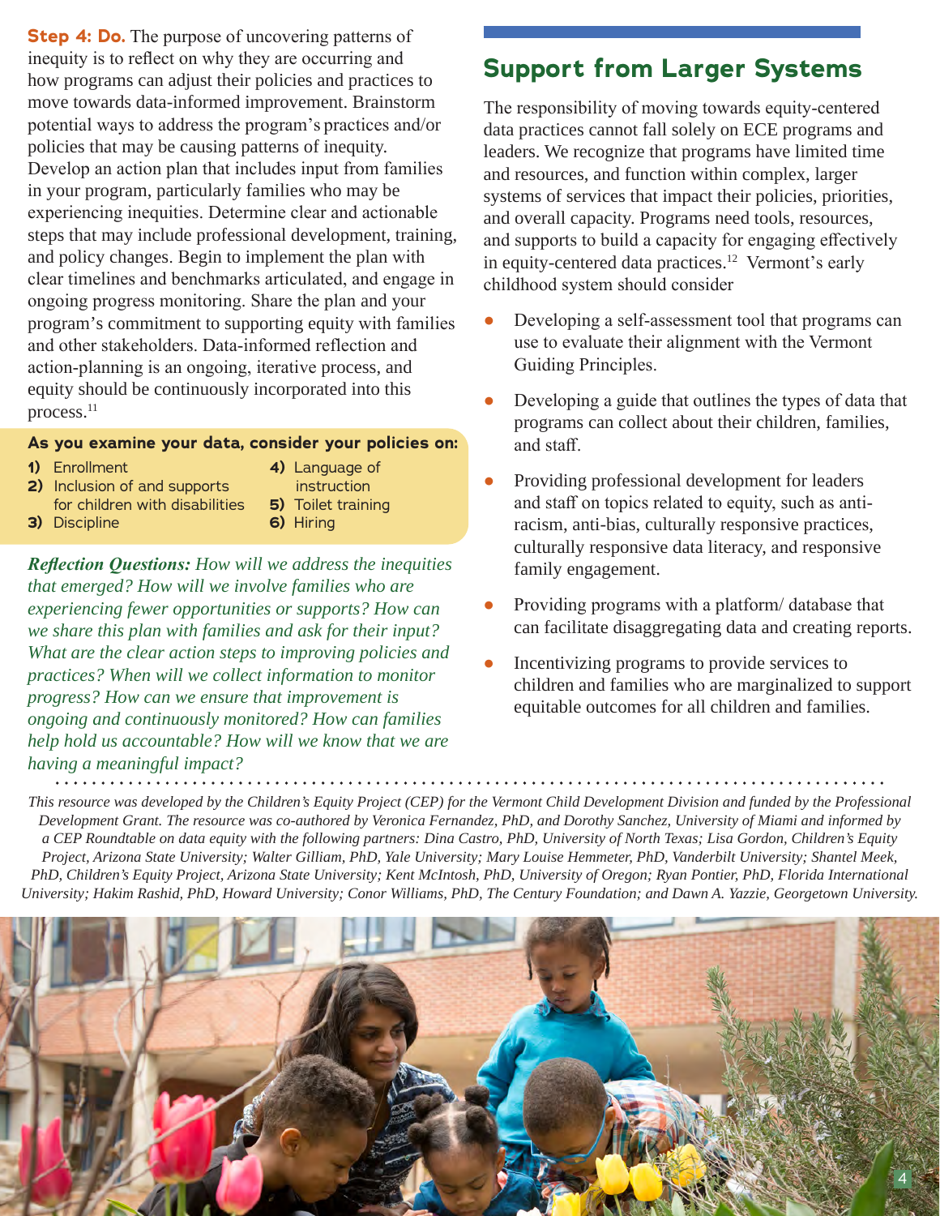**Step 4: Do.** The purpose of uncovering patterns of inequity is to reflect on why they are occurring and how programs can adjust their policies and practices to move towards data-informed improvement. Brainstorm potential ways to address the program's practices and/or policies that may be causing patterns of inequity. Develop an action plan that includes input from families in your program, particularly families who may be experiencing inequities. Determine clear and actionable steps that may include professional development, training, and policy changes. Begin to implement the plan with clear timelines and benchmarks articulated, and engage in ongoing progress monitoring. Share the plan and your program's commitment to supporting equity with families and other stakeholders. Data-informed reflection and action-planning is an ongoing, iterative process, and equity should be continuously incorporated into this process.[11]

**As you examine your data, consider your policies on:**

1) Enrollment
2) Inclusion of and supports for children with disabilities
3) Discipline
4) Language of instruction
5) Toilet training
6) Hiring

***Reflection Questions:*** *How will we address the inequities that emerged? How will we involve families who are experiencing fewer opportunities or supports? How can we share this plan with families and ask for their input? What are the clear action steps to improving policies and practices? When will we collect information to monitor progress? How can we ensure that improvement is ongoing and continuously monitored? How can families help hold us accountable? How will we know that we are having a meaningful impact?*

## Support from Larger Systems

The responsibility of moving towards equity-centered data practices cannot fall solely on ECE programs and leaders. We recognize that programs have limited time and resources, and function within complex, larger systems of services that impact their policies, priorities, and overall capacity. Programs need tools, resources, and supports to build a capacity for engaging effectively in equity-centered data practices.[12] Vermont's early childhood system should consider

- Developing a self-assessment tool that programs can use to evaluate their alignment with the Vermont Guiding Principles.
- Developing a guide that outlines the types of data that programs can collect about their children, families, and staff.
- Providing professional development for leaders and staff on topics related to equity, such as anti-racism, anti-bias, culturally responsive practices, culturally responsive data literacy, and responsive family engagement.
- Providing programs with a platform/ database that can facilitate disaggregating data and creating reports.
- Incentivizing programs to provide services to children and families who are marginalized to support equitable outcomes for all children and families.

*This resource was developed by the Children's Equity Project (CEP) for the Vermont Child Development Division and funded by the Professional Development Grant. The resource was co-authored by Veronica Fernandez, PhD, and Dorothy Sanchez, University of Miami and informed by a CEP Roundtable on data equity with the following partners: Dina Castro, PhD, University of North Texas; Lisa Gordon, Children's Equity Project, Arizona State University; Walter Gilliam, PhD, Yale University; Mary Louise Hemmeter, PhD, Vanderbilt University; Shantel Meek, PhD, Children's Equity Project, Arizona State University; Kent McIntosh, PhD, University of Oregon; Ryan Pontier, PhD, Florida International University; Hakim Rashid, PhD, Howard University; Conor Williams, PhD, The Century Foundation; and Dawn A. Yazzie, Georgetown University.*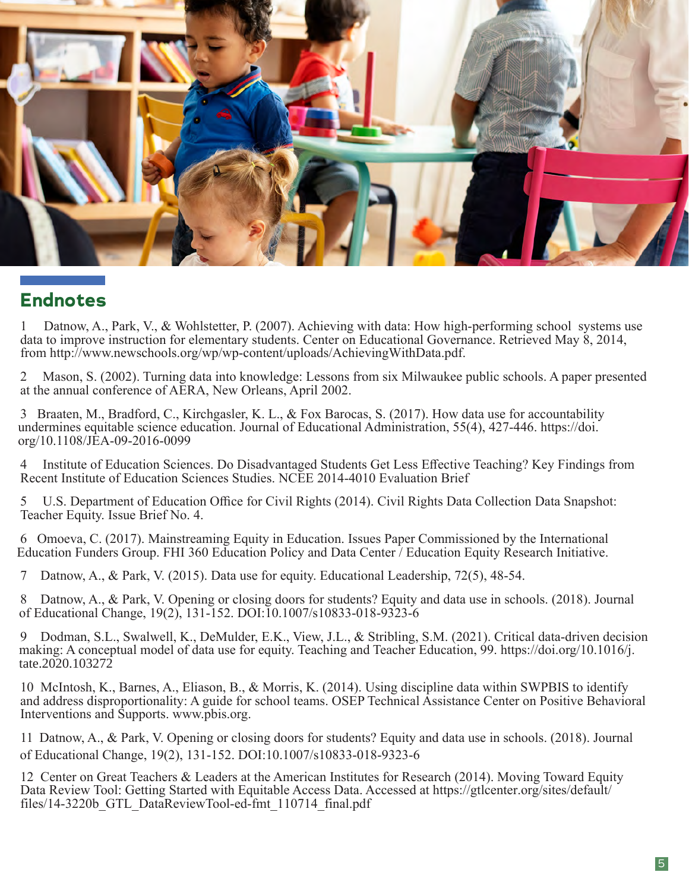## Endnotes

1 Datnow, A., Park, V., & Wohlstetter, P. (2007). Achieving with data: How high-performing school systems use data to improve instruction for elementary students. Center on Educational Governance. Retrieved May 8, 2014, from http://www.newschools.org/wp/wp-content/uploads/AchievingWithData.pdf.

2 Mason, S. (2002). Turning data into knowledge: Lessons from six Milwaukee public schools. A paper presented at the annual conference of AERA, New Orleans, April 2002.

3 Braaten, M., Bradford, C., Kirchgasler, K. L., & Fox Barocas, S. (2017). How data use for accountability undermines equitable science education. Journal of Educational Administration, 55(4), 427-446. https://doi.org/10.1108/JEA-09-2016-0099

4 Institute of Education Sciences. Do Disadvantaged Students Get Less Effective Teaching? Key Findings from Recent Institute of Education Sciences Studies. NCEE 2014-4010 Evaluation Brief

5 U.S. Department of Education Office for Civil Rights (2014). Civil Rights Data Collection Data Snapshot: Teacher Equity. Issue Brief No. 4.

6 Omoeva, C. (2017). Mainstreaming Equity in Education. Issues Paper Commissioned by the International Education Funders Group. FHI 360 Education Policy and Data Center / Education Equity Research Initiative.

7 Datnow, A., & Park, V. (2015). Data use for equity. Educational Leadership, 72(5), 48-54.

8 Datnow, A., & Park, V. Opening or closing doors for students? Equity and data use in schools. (2018). Journal of Educational Change, 19(2), 131-152. DOI:10.1007/s10833-018-9323-6

9 Dodman, S.L., Swalwell, K., DeMulder, E.K., View, J.L., & Stribling, S.M. (2021). Critical data-driven decision making: A conceptual model of data use for equity. Teaching and Teacher Education, 99. https://doi.org/10.1016/j.tate.2020.103272

10 McIntosh, K., Barnes, A., Eliason, B., & Morris, K. (2014). Using discipline data within SWPBIS to identify and address disproportionality: A guide for school teams. OSEP Technical Assistance Center on Positive Behavioral Interventions and Supports. www.pbis.org.

11 Datnow, A., & Park, V. Opening or closing doors for students? Equity and data use in schools. (2018). Journal of Educational Change, 19(2), 131-152. DOI:10.1007/s10833-018-9323-6

12 Center on Great Teachers & Leaders at the American Institutes for Research (2014). Moving Toward Equity Data Review Tool: Getting Started with Equitable Access Data. Accessed at https://gtlcenter.org/sites/default/files/14-3220b_GTL_DataReviewTool-ed-fmt_110714_final.pdf